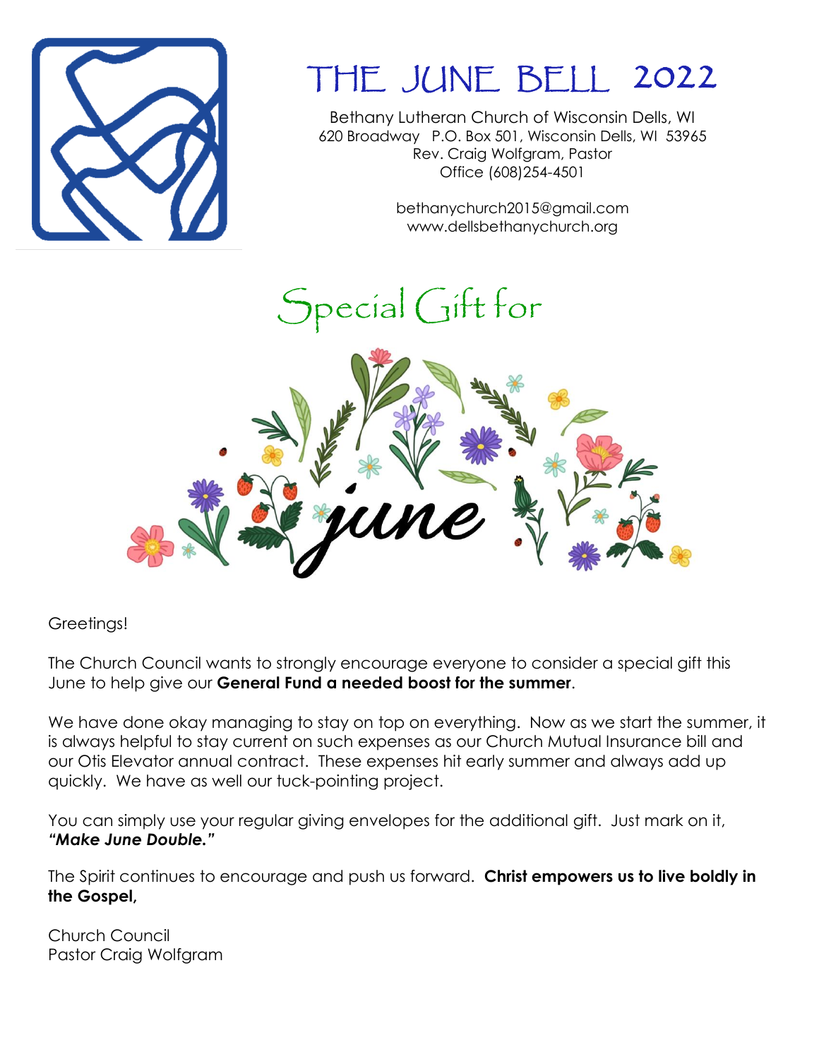# THE JUNE BELL 2022

Bethany Lutheran Church of Wisconsin Dells, WI
620 Broadway P.O. Box 501, Wisconsin Dells, WI 53965
Rev. Craig Wolfgram, Pastor
Office (608)254-4501

bethanychurch2015@gmail.com
www.dellsbethanychurch.org

## Special Gift for june

Greetings!

The Church Council wants to strongly encourage everyone to consider a special gift this June to help give our **General Fund a needed boost for the summer**.

We have done okay managing to stay on top on everything. Now as we start the summer, it is always helpful to stay current on such expenses as our Church Mutual Insurance bill and our Otis Elevator annual contract. These expenses hit early summer and always add up quickly. We have as well our tuck-pointing project.

You can simply use your regular giving envelopes for the additional gift. Just mark on it, ***"Make June Double."***

The Spirit continues to encourage and push us forward. **Christ empowers us to live boldly in the Gospel,**

Church Council
Pastor Craig Wolfgram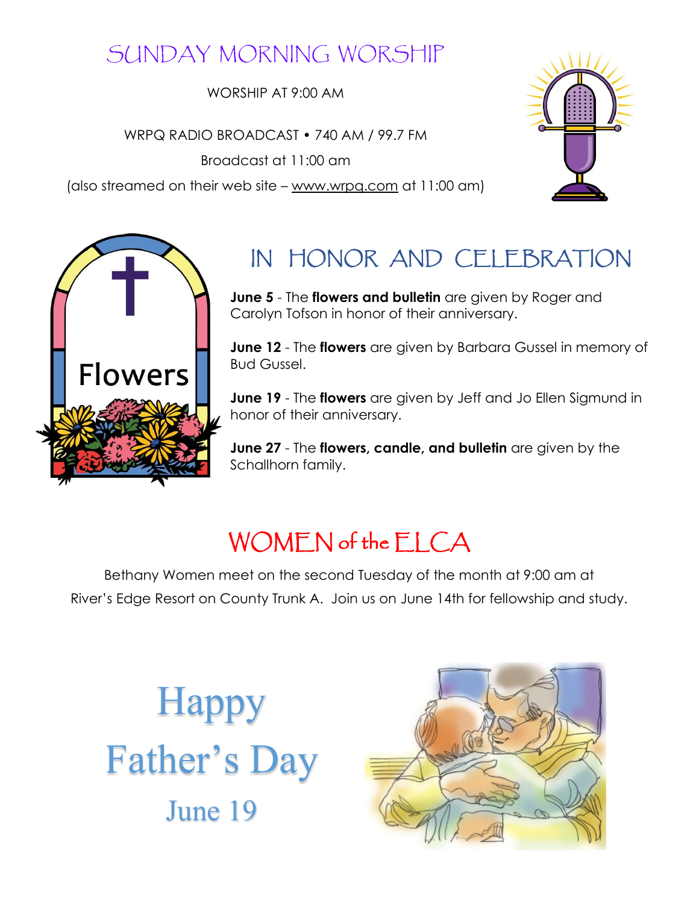# SUNDAY MORNING WORSHIP

WORSHIP AT 9:00 AM

WRPQ RADIO BROADCAST • 740 AM / 99.7 FM

Broadcast at 11:00 am

(also streamed on their web site – www.wrpq.com at 11:00 am)

Flowers

# IN HONOR AND CELEBRATION

**June 5** - The **flowers and bulletin** are given by Roger and Carolyn Tofson in honor of their anniversary.

**June 12** - The **flowers** are given by Barbara Gussel in memory of Bud Gussel.

**June 19** - The **flowers** are given by Jeff and Jo Ellen Sigmund in honor of their anniversary.

**June 27** - The **flowers, candle, and bulletin** are given by the Schallhorn family.

# WOMEN of the ELCA

Bethany Women meet on the second Tuesday of the month at 9:00 am at River's Edge Resort on County Trunk A. Join us on June 14th for fellowship and study.

# Happy Father's Day

## June 19